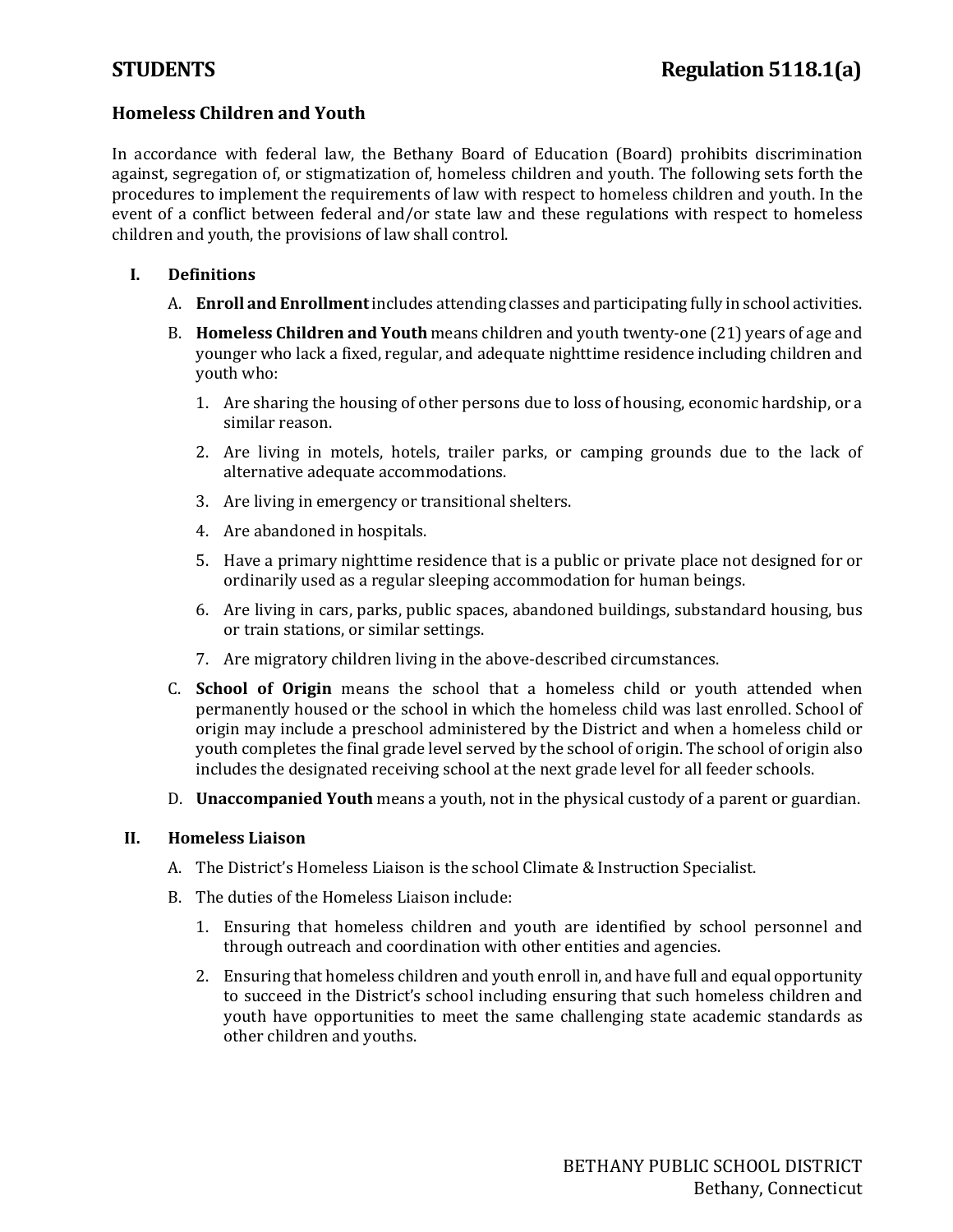**STUDENTS** **Regulation 5118.1(a)**

## Homeless Children and Youth

In accordance with federal law, the Bethany Board of Education (Board) prohibits discrimination against, segregation of, or stigmatization of, homeless children and youth. The following sets forth the procedures to implement the requirements of law with respect to homeless children and youth. In the event of a conflict between federal and/or state law and these regulations with respect to homeless children and youth, the provisions of law shall control.

### I. Definitions

A. **Enroll and Enrollment** includes attending classes and participating fully in school activities.

B. **Homeless Children and Youth** means children and youth twenty-one (21) years of age and younger who lack a fixed, regular, and adequate nighttime residence including children and youth who:

1. Are sharing the housing of other persons due to loss of housing, economic hardship, or a similar reason.
2. Are living in motels, hotels, trailer parks, or camping grounds due to the lack of alternative adequate accommodations.
3. Are living in emergency or transitional shelters.
4. Are abandoned in hospitals.
5. Have a primary nighttime residence that is a public or private place not designed for or ordinarily used as a regular sleeping accommodation for human beings.
6. Are living in cars, parks, public spaces, abandoned buildings, substandard housing, bus or train stations, or similar settings.
7. Are migratory children living in the above-described circumstances.

C. **School of Origin** means the school that a homeless child or youth attended when permanently housed or the school in which the homeless child was last enrolled. School of origin may include a preschool administered by the District and when a homeless child or youth completes the final grade level served by the school of origin. The school of origin also includes the designated receiving school at the next grade level for all feeder schools.

D. **Unaccompanied Youth** means a youth, not in the physical custody of a parent or guardian.

### II. Homeless Liaison

A. The District's Homeless Liaison is the school Climate & Instruction Specialist.

B. The duties of the Homeless Liaison include:

1. Ensuring that homeless children and youth are identified by school personnel and through outreach and coordination with other entities and agencies.
2. Ensuring that homeless children and youth enroll in, and have full and equal opportunity to succeed in the District's school including ensuring that such homeless children and youth have opportunities to meet the same challenging state academic standards as other children and youths.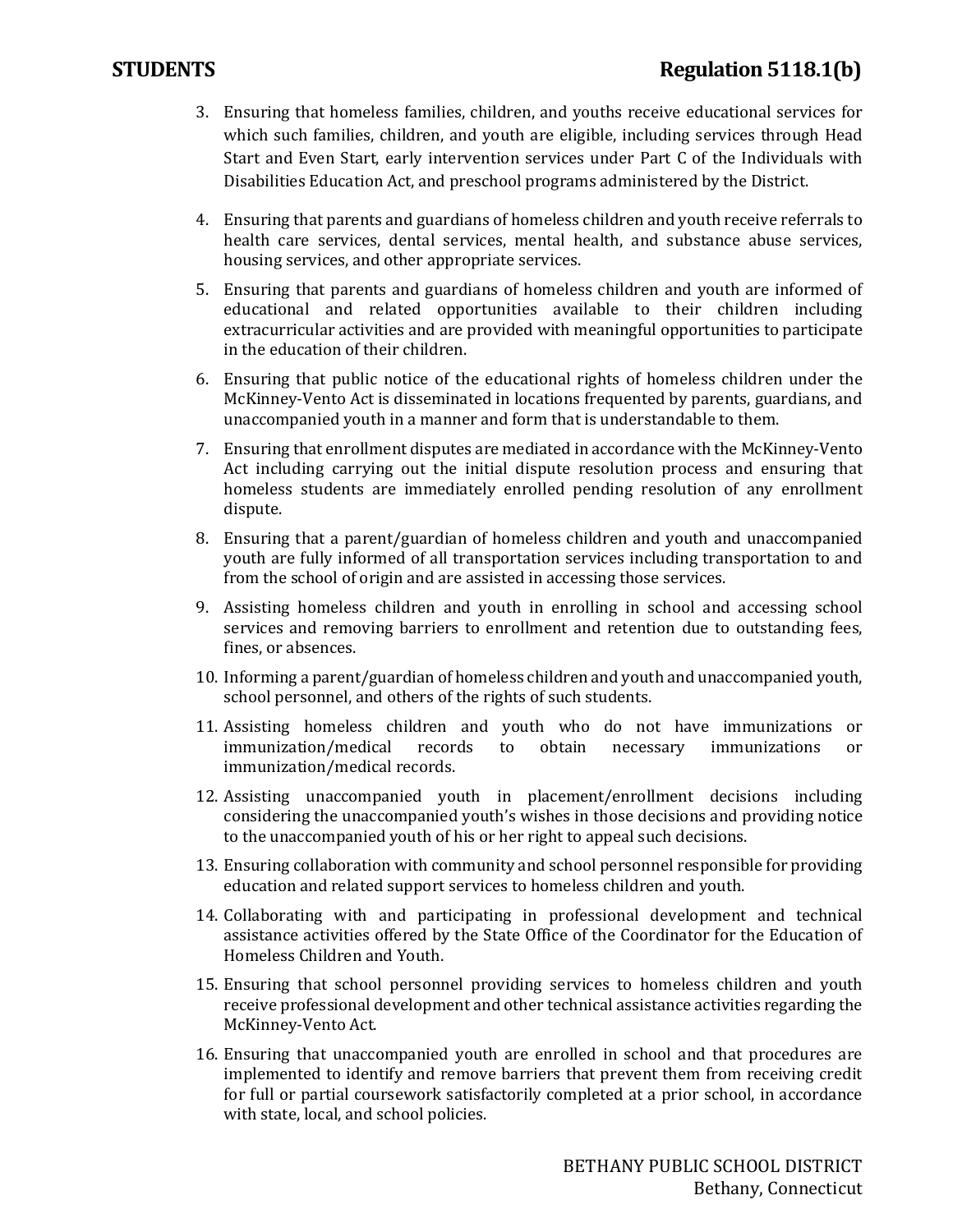3. Ensuring that homeless families, children, and youths receive educational services for which such families, children, and youth are eligible, including services through Head Start and Even Start, early intervention services under Part C of the Individuals with Disabilities Education Act, and preschool programs administered by the District.
4. Ensuring that parents and guardians of homeless children and youth receive referrals to health care services, dental services, mental health, and substance abuse services, housing services, and other appropriate services.
5. Ensuring that parents and guardians of homeless children and youth are informed of educational and related opportunities available to their children including extracurricular activities and are provided with meaningful opportunities to participate in the education of their children.
6. Ensuring that public notice of the educational rights of homeless children under the McKinney-Vento Act is disseminated in locations frequented by parents, guardians, and unaccompanied youth in a manner and form that is understandable to them.
7. Ensuring that enrollment disputes are mediated in accordance with the McKinney-Vento Act including carrying out the initial dispute resolution process and ensuring that homeless students are immediately enrolled pending resolution of any enrollment dispute.
8. Ensuring that a parent/guardian of homeless children and youth and unaccompanied youth are fully informed of all transportation services including transportation to and from the school of origin and are assisted in accessing those services.
9. Assisting homeless children and youth in enrolling in school and accessing school services and removing barriers to enrollment and retention due to outstanding fees, fines, or absences.
10. Informing a parent/guardian of homeless children and youth and unaccompanied youth, school personnel, and others of the rights of such students.
11. Assisting homeless children and youth who do not have immunizations or immunization/medical records to obtain necessary immunizations or immunization/medical records.
12. Assisting unaccompanied youth in placement/enrollment decisions including considering the unaccompanied youth's wishes in those decisions and providing notice to the unaccompanied youth of his or her right to appeal such decisions.
13. Ensuring collaboration with community and school personnel responsible for providing education and related support services to homeless children and youth.
14. Collaborating with and participating in professional development and technical assistance activities offered by the State Office of the Coordinator for the Education of Homeless Children and Youth.
15. Ensuring that school personnel providing services to homeless children and youth receive professional development and other technical assistance activities regarding the McKinney-Vento Act.
16. Ensuring that unaccompanied youth are enrolled in school and that procedures are implemented to identify and remove barriers that prevent them from receiving credit for full or partial coursework satisfactorily completed at a prior school, in accordance with state, local, and school policies.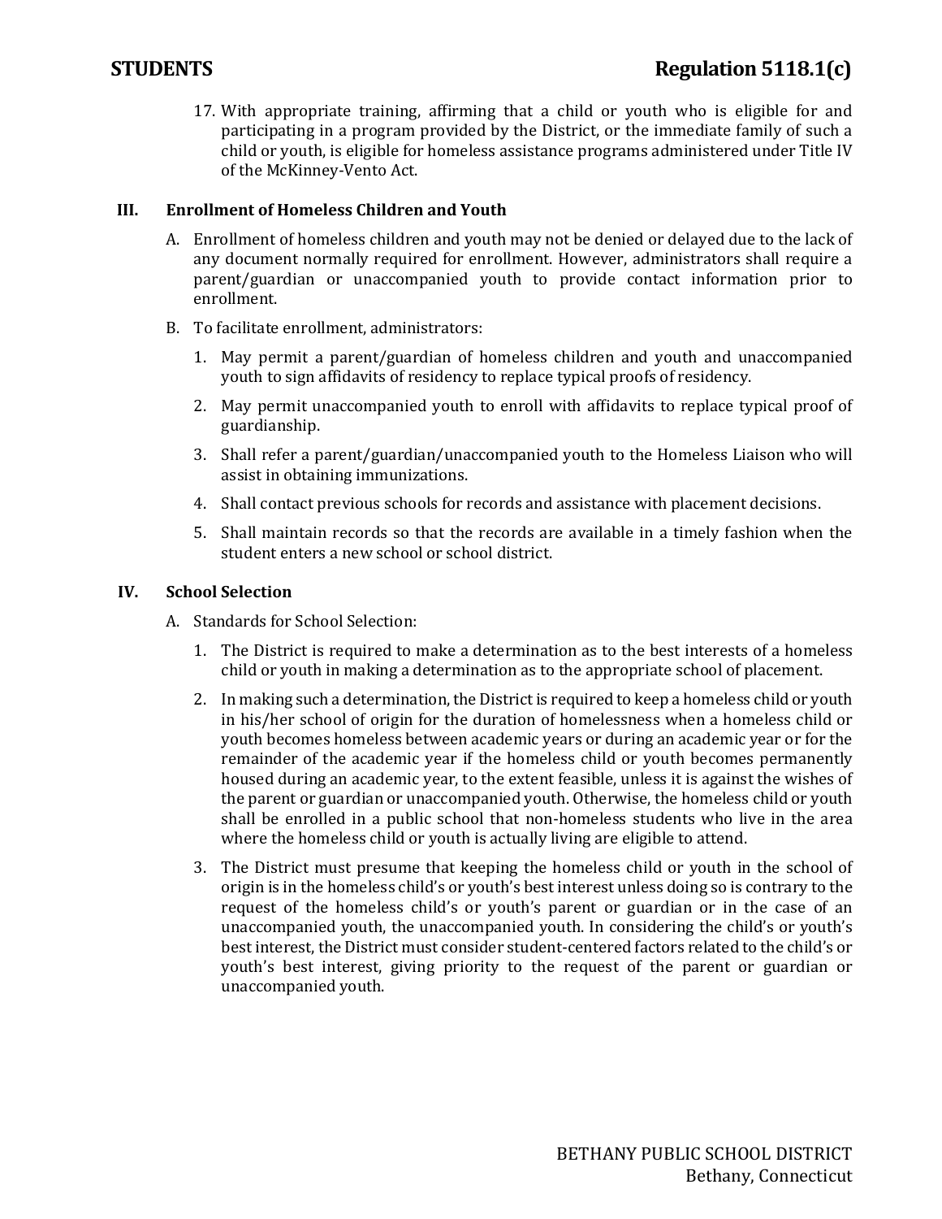17. With appropriate training, affirming that a child or youth who is eligible for and participating in a program provided by the District, or the immediate family of such a child or youth, is eligible for homeless assistance programs administered under Title IV of the McKinney-Vento Act.

## III. Enrollment of Homeless Children and Youth

A. Enrollment of homeless children and youth may not be denied or delayed due to the lack of any document normally required for enrollment. However, administrators shall require a parent/guardian or unaccompanied youth to provide contact information prior to enrollment.

B. To facilitate enrollment, administrators:

1. May permit a parent/guardian of homeless children and youth and unaccompanied youth to sign affidavits of residency to replace typical proofs of residency.
2. May permit unaccompanied youth to enroll with affidavits to replace typical proof of guardianship.
3. Shall refer a parent/guardian/unaccompanied youth to the Homeless Liaison who will assist in obtaining immunizations.
4. Shall contact previous schools for records and assistance with placement decisions.
5. Shall maintain records so that the records are available in a timely fashion when the student enters a new school or school district.

## IV. School Selection

A. Standards for School Selection:

1. The District is required to make a determination as to the best interests of a homeless child or youth in making a determination as to the appropriate school of placement.
2. In making such a determination, the District is required to keep a homeless child or youth in his/her school of origin for the duration of homelessness when a homeless child or youth becomes homeless between academic years or during an academic year or for the remainder of the academic year if the homeless child or youth becomes permanently housed during an academic year, to the extent feasible, unless it is against the wishes of the parent or guardian or unaccompanied youth. Otherwise, the homeless child or youth shall be enrolled in a public school that non-homeless students who live in the area where the homeless child or youth is actually living are eligible to attend.
3. The District must presume that keeping the homeless child or youth in the school of origin is in the homeless child's or youth's best interest unless doing so is contrary to the request of the homeless child's or youth's parent or guardian or in the case of an unaccompanied youth, the unaccompanied youth. In considering the child's or youth's best interest, the District must consider student-centered factors related to the child's or youth's best interest, giving priority to the request of the parent or guardian or unaccompanied youth.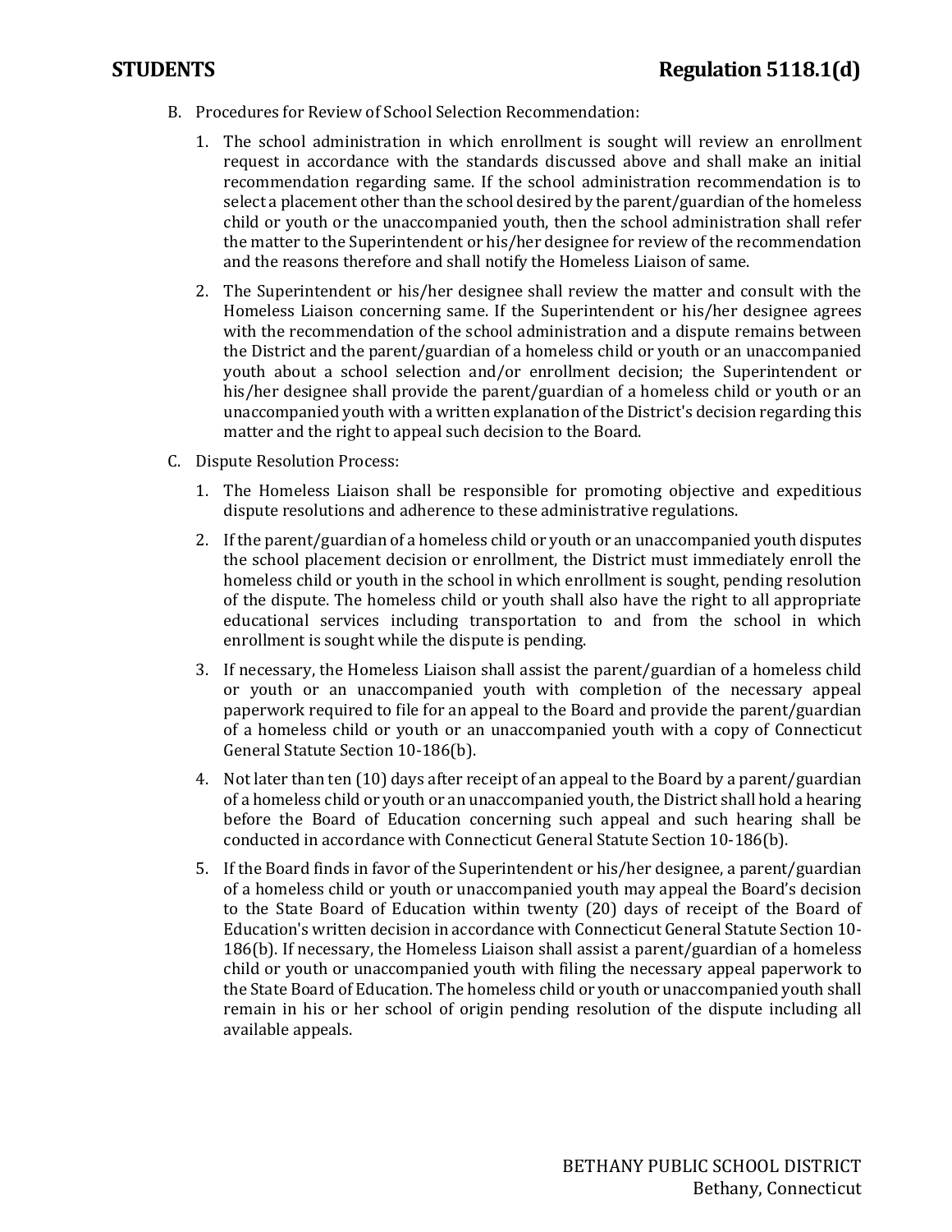B. Procedures for Review of School Selection Recommendation:

   1. The school administration in which enrollment is sought will review an enrollment request in accordance with the standards discussed above and shall make an initial recommendation regarding same. If the school administration recommendation is to select a placement other than the school desired by the parent/guardian of the homeless child or youth or the unaccompanied youth, then the school administration shall refer the matter to the Superintendent or his/her designee for review of the recommendation and the reasons therefore and shall notify the Homeless Liaison of same.

   2. The Superintendent or his/her designee shall review the matter and consult with the Homeless Liaison concerning same. If the Superintendent or his/her designee agrees with the recommendation of the school administration and a dispute remains between the District and the parent/guardian of a homeless child or youth or an unaccompanied youth about a school selection and/or enrollment decision; the Superintendent or his/her designee shall provide the parent/guardian of a homeless child or youth or an unaccompanied youth with a written explanation of the District's decision regarding this matter and the right to appeal such decision to the Board.

C. Dispute Resolution Process:

   1. The Homeless Liaison shall be responsible for promoting objective and expeditious dispute resolutions and adherence to these administrative regulations.

   2. If the parent/guardian of a homeless child or youth or an unaccompanied youth disputes the school placement decision or enrollment, the District must immediately enroll the homeless child or youth in the school in which enrollment is sought, pending resolution of the dispute. The homeless child or youth shall also have the right to all appropriate educational services including transportation to and from the school in which enrollment is sought while the dispute is pending.

   3. If necessary, the Homeless Liaison shall assist the parent/guardian of a homeless child or youth or an unaccompanied youth with completion of the necessary appeal paperwork required to file for an appeal to the Board and provide the parent/guardian of a homeless child or youth or an unaccompanied youth with a copy of Connecticut General Statute Section 10-186(b).

   4. Not later than ten (10) days after receipt of an appeal to the Board by a parent/guardian of a homeless child or youth or an unaccompanied youth, the District shall hold a hearing before the Board of Education concerning such appeal and such hearing shall be conducted in accordance with Connecticut General Statute Section 10-186(b).

   5. If the Board finds in favor of the Superintendent or his/her designee, a parent/guardian of a homeless child or youth or unaccompanied youth may appeal the Board's decision to the State Board of Education within twenty (20) days of receipt of the Board of Education's written decision in accordance with Connecticut General Statute Section 10-186(b). If necessary, the Homeless Liaison shall assist a parent/guardian of a homeless child or youth or unaccompanied youth with filing the necessary appeal paperwork to the State Board of Education. The homeless child or youth or unaccompanied youth shall remain in his or her school of origin pending resolution of the dispute including all available appeals.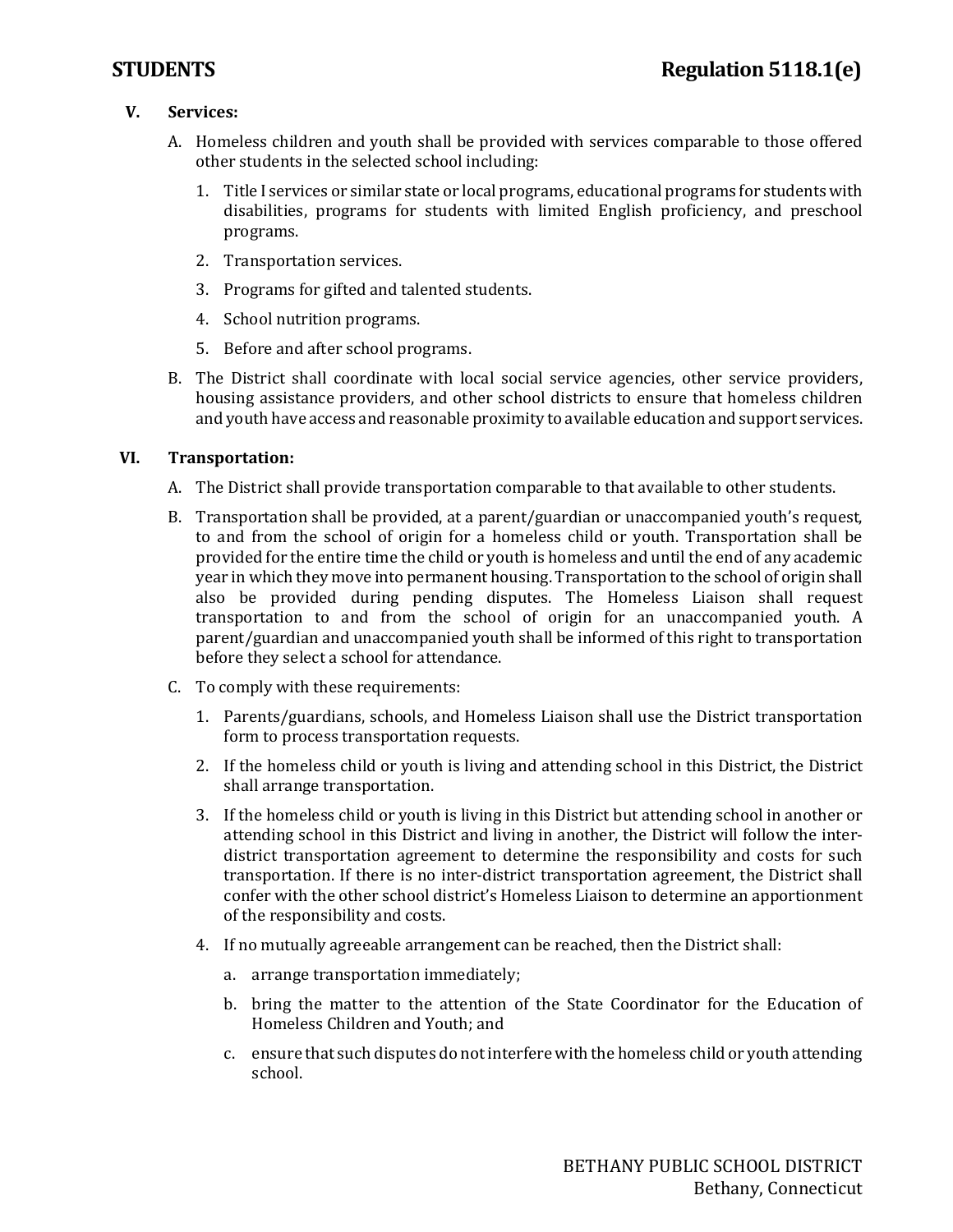### V. Services:

A. Homeless children and youth shall be provided with services comparable to those offered other students in the selected school including:

1. Title I services or similar state or local programs, educational programs for students with disabilities, programs for students with limited English proficiency, and preschool programs.
2. Transportation services.
3. Programs for gifted and talented students.
4. School nutrition programs.
5. Before and after school programs.

B. The District shall coordinate with local social service agencies, other service providers, housing assistance providers, and other school districts to ensure that homeless children and youth have access and reasonable proximity to available education and support services.

### VI. Transportation:

A. The District shall provide transportation comparable to that available to other students.

B. Transportation shall be provided, at a parent/guardian or unaccompanied youth's request, to and from the school of origin for a homeless child or youth. Transportation shall be provided for the entire time the child or youth is homeless and until the end of any academic year in which they move into permanent housing. Transportation to the school of origin shall also be provided during pending disputes. The Homeless Liaison shall request transportation to and from the school of origin for an unaccompanied youth. A parent/guardian and unaccompanied youth shall be informed of this right to transportation before they select a school for attendance.

C. To comply with these requirements:

1. Parents/guardians, schools, and Homeless Liaison shall use the District transportation form to process transportation requests.
2. If the homeless child or youth is living and attending school in this District, the District shall arrange transportation.
3. If the homeless child or youth is living in this District but attending school in another or attending school in this District and living in another, the District will follow the inter-district transportation agreement to determine the responsibility and costs for such transportation. If there is no inter-district transportation agreement, the District shall confer with the other school district's Homeless Liaison to determine an apportionment of the responsibility and costs.
4. If no mutually agreeable arrangement can be reached, then the District shall:
   a. arrange transportation immediately;
   b. bring the matter to the attention of the State Coordinator for the Education of Homeless Children and Youth; and
   c. ensure that such disputes do not interfere with the homeless child or youth attending school.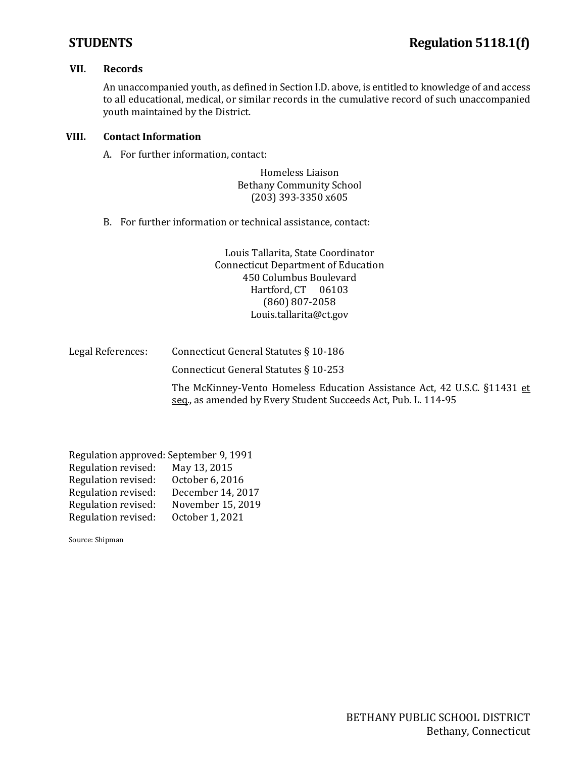# STUDENTS — Regulation 5118.1(f)

## VII. Records

An unaccompanied youth, as defined in Section I.D. above, is entitled to knowledge of and access to all educational, medical, or similar records in the cumulative record of such unaccompanied youth maintained by the District.

## VIII. Contact Information

A. For further information, contact:

Homeless Liaison
Bethany Community School
(203) 393-3350 x605

B. For further information or technical assistance, contact:

Louis Tallarita, State Coordinator
Connecticut Department of Education
450 Columbus Boulevard
Hartford, CT 06103
(860) 807-2058
Louis.tallarita@ct.gov

Legal References:

Connecticut General Statutes § 10-186

Connecticut General Statutes § 10-253

The McKinney-Vento Homeless Education Assistance Act, 42 U.S.C. §11431 et seq., as amended by Every Student Succeeds Act, Pub. L. 114-95

Regulation approved: September 9, 1991
Regulation revised: May 13, 2015
Regulation revised: October 6, 2016
Regulation revised: December 14, 2017
Regulation revised: November 15, 2019
Regulation revised: October 1, 2021

Source: Shipman

BETHANY PUBLIC SCHOOL DISTRICT
Bethany, Connecticut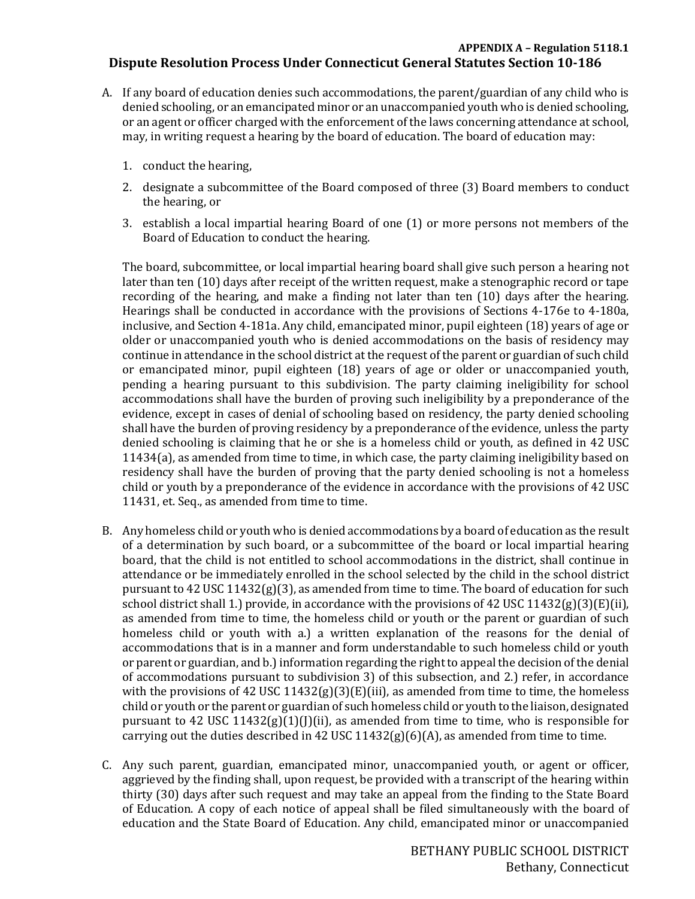**APPENDIX A – Regulation 5118.1**

## Dispute Resolution Process Under Connecticut General Statutes Section 10-186

A. If any board of education denies such accommodations, the parent/guardian of any child who is denied schooling, or an emancipated minor or an unaccompanied youth who is denied schooling, or an agent or officer charged with the enforcement of the laws concerning attendance at school, may, in writing request a hearing by the board of education. The board of education may:

   1. conduct the hearing,
   2. designate a subcommittee of the Board composed of three (3) Board members to conduct the hearing, or
   3. establish a local impartial hearing Board of one (1) or more persons not members of the Board of Education to conduct the hearing.

   The board, subcommittee, or local impartial hearing board shall give such person a hearing not later than ten (10) days after receipt of the written request, make a stenographic record or tape recording of the hearing, and make a finding not later than ten (10) days after the hearing. Hearings shall be conducted in accordance with the provisions of Sections 4-176e to 4-180a, inclusive, and Section 4-181a. Any child, emancipated minor, pupil eighteen (18) years of age or older or unaccompanied youth who is denied accommodations on the basis of residency may continue in attendance in the school district at the request of the parent or guardian of such child or emancipated minor, pupil eighteen (18) years of age or older or unaccompanied youth, pending a hearing pursuant to this subdivision. The party claiming ineligibility for school accommodations shall have the burden of proving such ineligibility by a preponderance of the evidence, except in cases of denial of schooling based on residency, the party denied schooling shall have the burden of proving residency by a preponderance of the evidence, unless the party denied schooling is claiming that he or she is a homeless child or youth, as defined in 42 USC 11434(a), as amended from time to time, in which case, the party claiming ineligibility based on residency shall have the burden of proving that the party denied schooling is not a homeless child or youth by a preponderance of the evidence in accordance with the provisions of 42 USC 11431, et. Seq., as amended from time to time.

B. Any homeless child or youth who is denied accommodations by a board of education as the result of a determination by such board, or a subcommittee of the board or local impartial hearing board, that the child is not entitled to school accommodations in the district, shall continue in attendance or be immediately enrolled in the school selected by the child in the school district pursuant to 42 USC 11432(g)(3), as amended from time to time. The board of education for such school district shall 1.) provide, in accordance with the provisions of 42 USC 11432(g)(3)(E)(ii), as amended from time to time, the homeless child or youth or the parent or guardian of such homeless child or youth with a.) a written explanation of the reasons for the denial of accommodations that is in a manner and form understandable to such homeless child or youth or parent or guardian, and b.) information regarding the right to appeal the decision of the denial of accommodations pursuant to subdivision 3) of this subsection, and 2.) refer, in accordance with the provisions of 42 USC 11432(g)(3)(E)(iii), as amended from time to time, the homeless child or youth or the parent or guardian of such homeless child or youth to the liaison, designated pursuant to 42 USC 11432(g)(1)(J)(ii), as amended from time to time, who is responsible for carrying out the duties described in 42 USC 11432(g)(6)(A), as amended from time to time.

C. Any such parent, guardian, emancipated minor, unaccompanied youth, or agent or officer, aggrieved by the finding shall, upon request, be provided with a transcript of the hearing within thirty (30) days after such request and may take an appeal from the finding to the State Board of Education. A copy of each notice of appeal shall be filed simultaneously with the board of education and the State Board of Education. Any child, emancipated minor or unaccompanied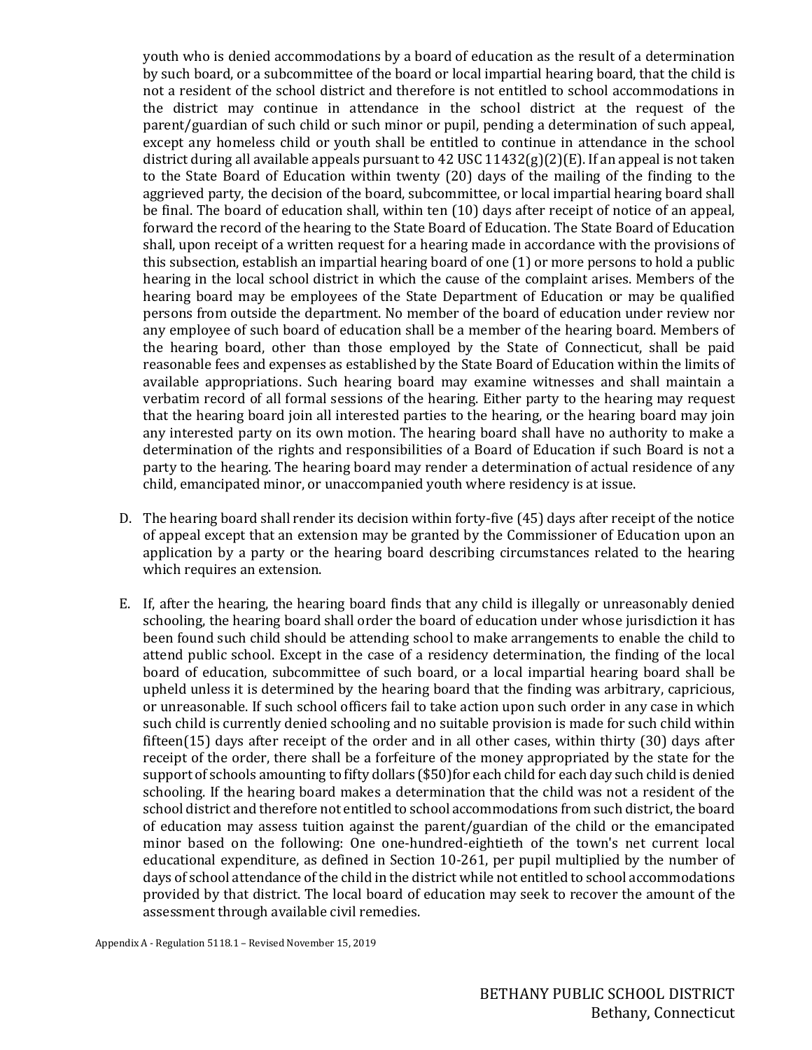youth who is denied accommodations by a board of education as the result of a determination by such board, or a subcommittee of the board or local impartial hearing board, that the child is not a resident of the school district and therefore is not entitled to school accommodations in the district may continue in attendance in the school district at the request of the parent/guardian of such child or such minor or pupil, pending a determination of such appeal, except any homeless child or youth shall be entitled to continue in attendance in the school district during all available appeals pursuant to 42 USC 11432(g)(2)(E). If an appeal is not taken to the State Board of Education within twenty (20) days of the mailing of the finding to the aggrieved party, the decision of the board, subcommittee, or local impartial hearing board shall be final. The board of education shall, within ten (10) days after receipt of notice of an appeal, forward the record of the hearing to the State Board of Education. The State Board of Education shall, upon receipt of a written request for a hearing made in accordance with the provisions of this subsection, establish an impartial hearing board of one (1) or more persons to hold a public hearing in the local school district in which the cause of the complaint arises. Members of the hearing board may be employees of the State Department of Education or may be qualified persons from outside the department. No member of the board of education under review nor any employee of such board of education shall be a member of the hearing board. Members of the hearing board, other than those employed by the State of Connecticut, shall be paid reasonable fees and expenses as established by the State Board of Education within the limits of available appropriations. Such hearing board may examine witnesses and shall maintain a verbatim record of all formal sessions of the hearing. Either party to the hearing may request that the hearing board join all interested parties to the hearing, or the hearing board may join any interested party on its own motion. The hearing board shall have no authority to make a determination of the rights and responsibilities of a Board of Education if such Board is not a party to the hearing. The hearing board may render a determination of actual residence of any child, emancipated minor, or unaccompanied youth where residency is at issue.

D. The hearing board shall render its decision within forty-five (45) days after receipt of the notice of appeal except that an extension may be granted by the Commissioner of Education upon an application by a party or the hearing board describing circumstances related to the hearing which requires an extension.

E. If, after the hearing, the hearing board finds that any child is illegally or unreasonably denied schooling, the hearing board shall order the board of education under whose jurisdiction it has been found such child should be attending school to make arrangements to enable the child to attend public school. Except in the case of a residency determination, the finding of the local board of education, subcommittee of such board, or a local impartial hearing board shall be upheld unless it is determined by the hearing board that the finding was arbitrary, capricious, or unreasonable. If such school officers fail to take action upon such order in any case in which such child is currently denied schooling and no suitable provision is made for such child within fifteen(15) days after receipt of the order and in all other cases, within thirty (30) days after receipt of the order, there shall be a forfeiture of the money appropriated by the state for the support of schools amounting to fifty dollars ($50)for each child for each day such child is denied schooling. If the hearing board makes a determination that the child was not a resident of the school district and therefore not entitled to school accommodations from such district, the board of education may assess tuition against the parent/guardian of the child or the emancipated minor based on the following: One one-hundred-eightieth of the town's net current local educational expenditure, as defined in Section 10-261, per pupil multiplied by the number of days of school attendance of the child in the district while not entitled to school accommodations provided by that district. The local board of education may seek to recover the amount of the assessment through available civil remedies.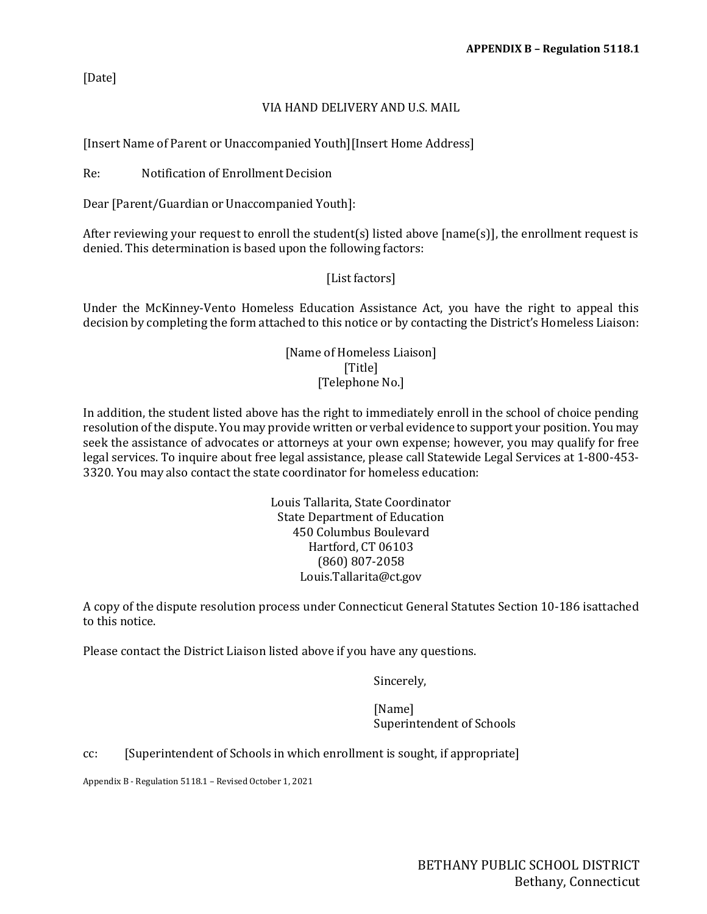**APPENDIX B – Regulation 5118.1**

[Date]

VIA HAND DELIVERY AND U.S. MAIL

[Insert Name of Parent or Unaccompanied Youth][Insert Home Address]

Re: Notification of Enrollment Decision

Dear [Parent/Guardian or Unaccompanied Youth]:

After reviewing your request to enroll the student(s) listed above [name(s)], the enrollment request is denied. This determination is based upon the following factors:

[List factors]

Under the McKinney-Vento Homeless Education Assistance Act, you have the right to appeal this decision by completing the form attached to this notice or by contacting the District's Homeless Liaison:

[Name of Homeless Liaison]
[Title]
[Telephone No.]

In addition, the student listed above has the right to immediately enroll in the school of choice pending resolution of the dispute. You may provide written or verbal evidence to support your position. You may seek the assistance of advocates or attorneys at your own expense; however, you may qualify for free legal services. To inquire about free legal assistance, please call Statewide Legal Services at 1-800-453-3320. You may also contact the state coordinator for homeless education:

Louis Tallarita, State Coordinator
State Department of Education
450 Columbus Boulevard
Hartford, CT 06103
(860) 807-2058
Louis.Tallarita@ct.gov

A copy of the dispute resolution process under Connecticut General Statutes Section 10-186 isattached to this notice.

Please contact the District Liaison listed above if you have any questions.

Sincerely,

[Name]
Superintendent of Schools

cc: [Superintendent of Schools in which enrollment is sought, if appropriate]

Appendix B - Regulation 5118.1 – Revised October 1, 2021

BETHANY PUBLIC SCHOOL DISTRICT
Bethany, Connecticut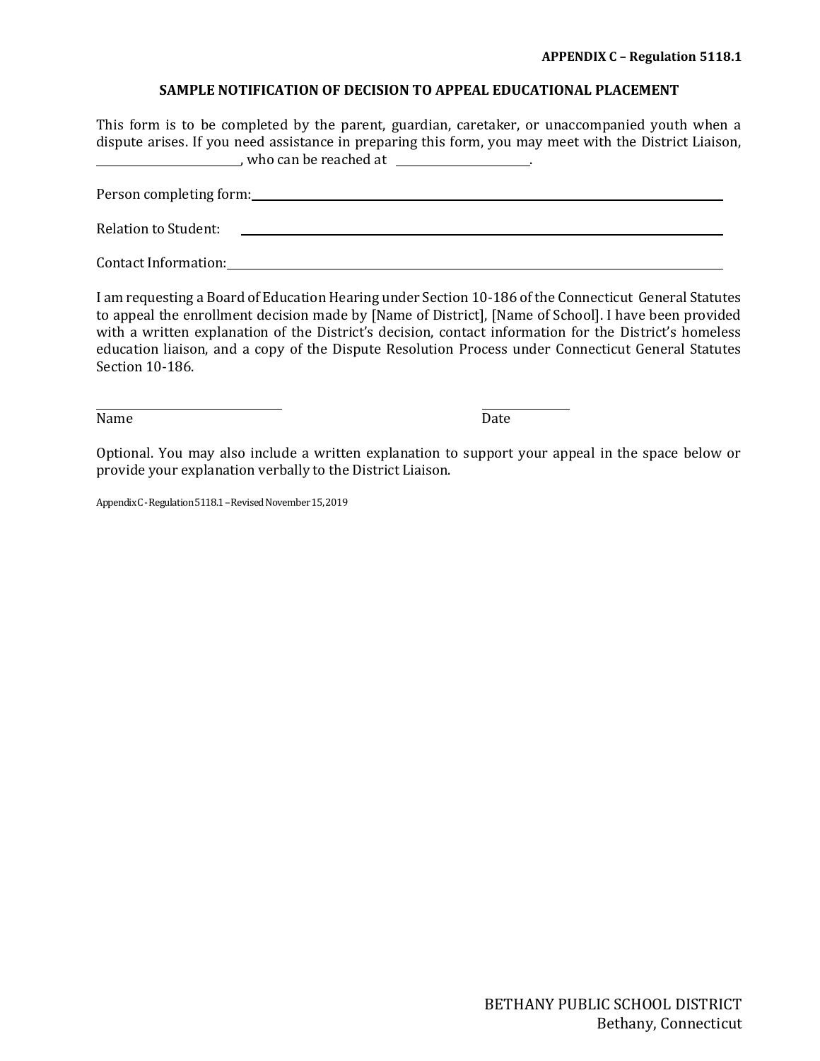**APPENDIX C – Regulation 5118.1**

**SAMPLE NOTIFICATION OF DECISION TO APPEAL EDUCATIONAL PLACEMENT**

This form is to be completed by the parent, guardian, caretaker, or unaccompanied youth when a dispute arises. If you need assistance in preparing this form, you may meet with the District Liaison, ____________________, who can be reached at ____________________.

Person completing form: ________________________________________________

Relation to Student: ________________________________________________

Contact Information: ________________________________________________

I am requesting a Board of Education Hearing under Section 10-186 of the Connecticut General Statutes to appeal the enrollment decision made by [Name of District], [Name of School]. I have been provided with a written explanation of the District's decision, contact information for the District's homeless education liaison, and a copy of the Dispute Resolution Process under Connecticut General Statutes Section 10-186.

______________________________ &nbsp;&nbsp;&nbsp;&nbsp;&nbsp;&nbsp;&nbsp;&nbsp;&nbsp;&nbsp; ______________
Name &nbsp;&nbsp;&nbsp;&nbsp;&nbsp;&nbsp;&nbsp;&nbsp;&nbsp;&nbsp;&nbsp;&nbsp;&nbsp;&nbsp;&nbsp;&nbsp;&nbsp;&nbsp;&nbsp;&nbsp;&nbsp;&nbsp;&nbsp;&nbsp;&nbsp;&nbsp;&nbsp;&nbsp;&nbsp;&nbsp;&nbsp;&nbsp;&nbsp;&nbsp;&nbsp;&nbsp;&nbsp;&nbsp;&nbsp;&nbsp;&nbsp;&nbsp; Date

Optional. You may also include a written explanation to support your appeal in the space below or provide your explanation verbally to the District Liaison.

Appendix C - Regulation 5118.1 – Revised November 15, 2019

BETHANY PUBLIC SCHOOL DISTRICT
Bethany, Connecticut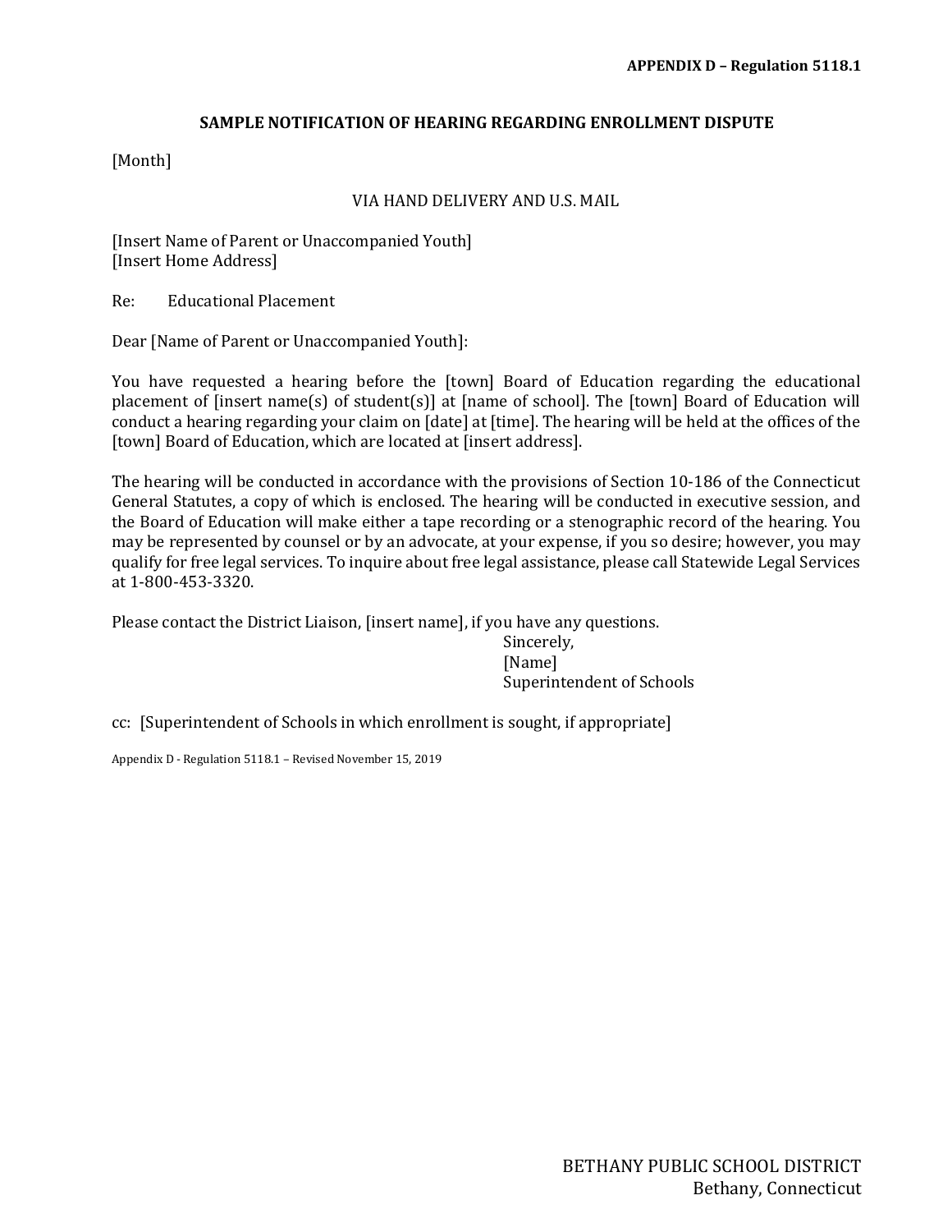**APPENDIX D – Regulation 5118.1**

## SAMPLE NOTIFICATION OF HEARING REGARDING ENROLLMENT DISPUTE

[Month]

VIA HAND DELIVERY AND U.S. MAIL

[Insert Name of Parent or Unaccompanied Youth]
[Insert Home Address]

Re: Educational Placement

Dear [Name of Parent or Unaccompanied Youth]:

You have requested a hearing before the [town] Board of Education regarding the educational placement of [insert name(s) of student(s)] at [name of school]. The [town] Board of Education will conduct a hearing regarding your claim on [date] at [time]. The hearing will be held at the offices of the [town] Board of Education, which are located at [insert address].

The hearing will be conducted in accordance with the provisions of Section 10-186 of the Connecticut General Statutes, a copy of which is enclosed. The hearing will be conducted in executive session, and the Board of Education will make either a tape recording or a stenographic record of the hearing. You may be represented by counsel or by an advocate, at your expense, if you so desire; however, you may qualify for free legal services. To inquire about free legal assistance, please call Statewide Legal Services at 1-800-453-3320.

Please contact the District Liaison, [insert name], if you have any questions.

Sincerely,
[Name]
Superintendent of Schools

cc: [Superintendent of Schools in which enrollment is sought, if appropriate]

Appendix D - Regulation 5118.1 – Revised November 15, 2019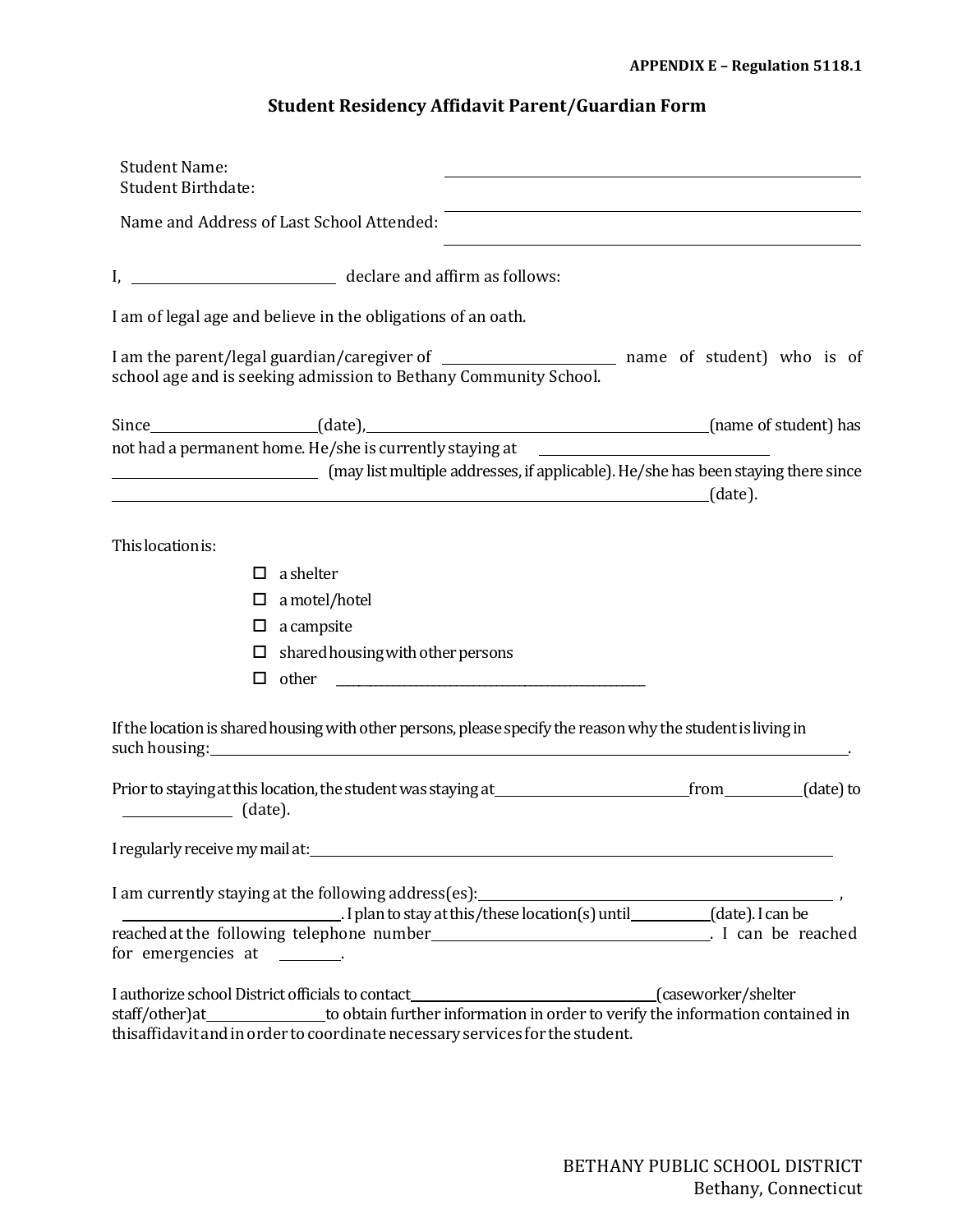**APPENDIX E – Regulation 5118.1**

## Student Residency Affidavit Parent/Guardian Form

Student Name: ____________________________________________

Student Birthdate: ____________________________________________

Name and Address of Last School Attended: ____________________________________________

____________________________________________

I, ______________________ declare and affirm as follows:

I am of legal age and believe in the obligations of an oath.

I am the parent/legal guardian/caregiver of ____________________ name of student) who is of school age and is seeking admission to Bethany Community School.

Since __________________(date), ________________________________________(name of student) has not had a permanent home. He/she is currently staying at ______________________________ ______________________________ (may list multiple addresses, if applicable). He/she has been staying there since ______________________________________________________________________(date).

This location is:

- ☐ a shelter
- ☐ a motel/hotel
- ☐ a campsite
- ☐ shared housing with other persons
- ☐ other ________________________________________

If the location is shared housing with other persons, please specify the reason why the student is living in such housing: ____________________________________________________________________________.

Prior to staying at this location, the student was staying at ______________________ from __________(date) to ____________ (date).

I regularly receive my mail at: ____________________________________________________________________

I am currently staying at the following address(es): ________________________________________ , ____________________________. I plan to stay at this/these location(s) until __________(date). I can be reached at the following telephone number ____________________________________. I can be reached for emergencies at ________.

I authorize school District officials to contact ______________________________(caseworker/shelter staff/other) at ______________ to obtain further information in order to verify the information contained in this affidavit and in order to coordinate necessary services for the student.

BETHANY PUBLIC SCHOOL DISTRICT
Bethany, Connecticut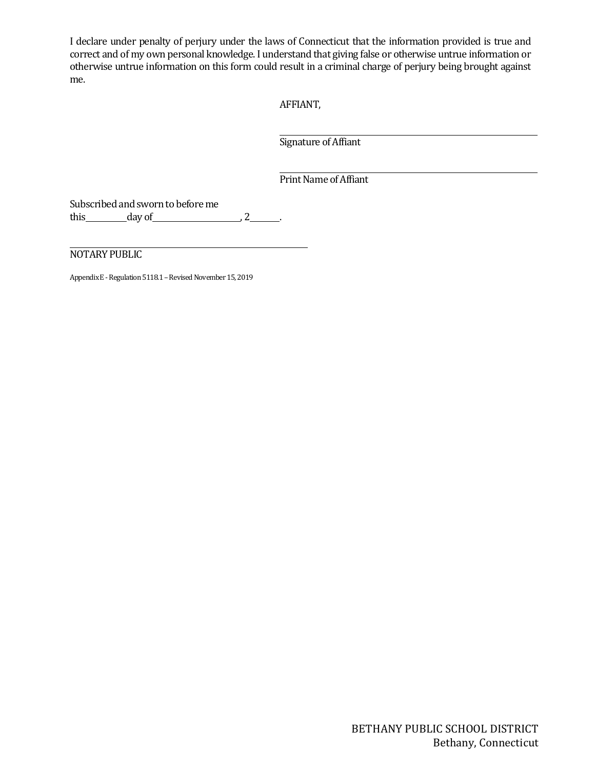I declare under penalty of perjury under the laws of Connecticut that the information provided is true and correct and of my own personal knowledge. I understand that giving false or otherwise untrue information or otherwise untrue information on this form could result in a criminal charge of perjury being brought against me.

AFFIANT,

______________________________
Signature of Affiant

______________________________
Print Name of Affiant

Subscribed and sworn to before me
this________day of__________________, 2______.

______________________________
NOTARY PUBLIC

Appendix E - Regulation 5118.1 – Revised November 15, 2019

BETHANY PUBLIC SCHOOL DISTRICT
Bethany, Connecticut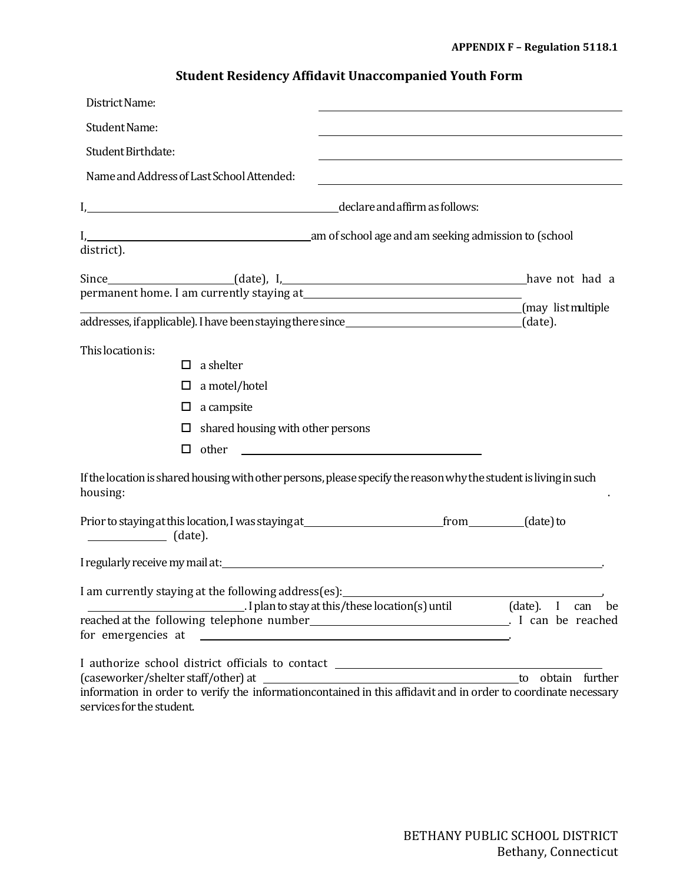**APPENDIX F – Regulation 5118.1**

## Student Residency Affidavit Unaccompanied Youth Form

District Name: ______________________________

Student Name: ______________________________

Student Birthdate: ______________________________

Name and Address of Last School Attended: ______________________________

I, ______________________________ declare and affirm as follows:

I, ______________________________ am of school age and am seeking admission to (school district).

Since ______________ (date), I, ______________________________ have not had a permanent home. I am currently staying at ______________________________ ______________________________ (may list multiple addresses, if applicable). I have been staying there since ______________________ (date).

This location is:

- ☐ a shelter
- ☐ a motel/hotel
- ☐ a campsite
- ☐ shared housing with other persons
- ☐ other ______________________________

If the location is shared housing with other persons, please specify the reason why the student is living in such housing: ______________________________.

Prior to staying at this location, I was staying at ______________________ from __________ (date) to __________ (date).

I regularly receive my mail at: ______________________________.

I am currently staying at the following address(es): ______________________________, ______________________. I plan to stay at this/these location(s) until __________ (date). I can be reached at the following telephone number ______________________. I can be reached for emergencies at ______________________________.

I authorize school district officials to contact ______________________________ (caseworker/shelter staff/other) at ______________________________ to obtain further information in order to verify the information contained in this affidavit and in order to coordinate necessary services for the student.

BETHANY PUBLIC SCHOOL DISTRICT
Bethany, Connecticut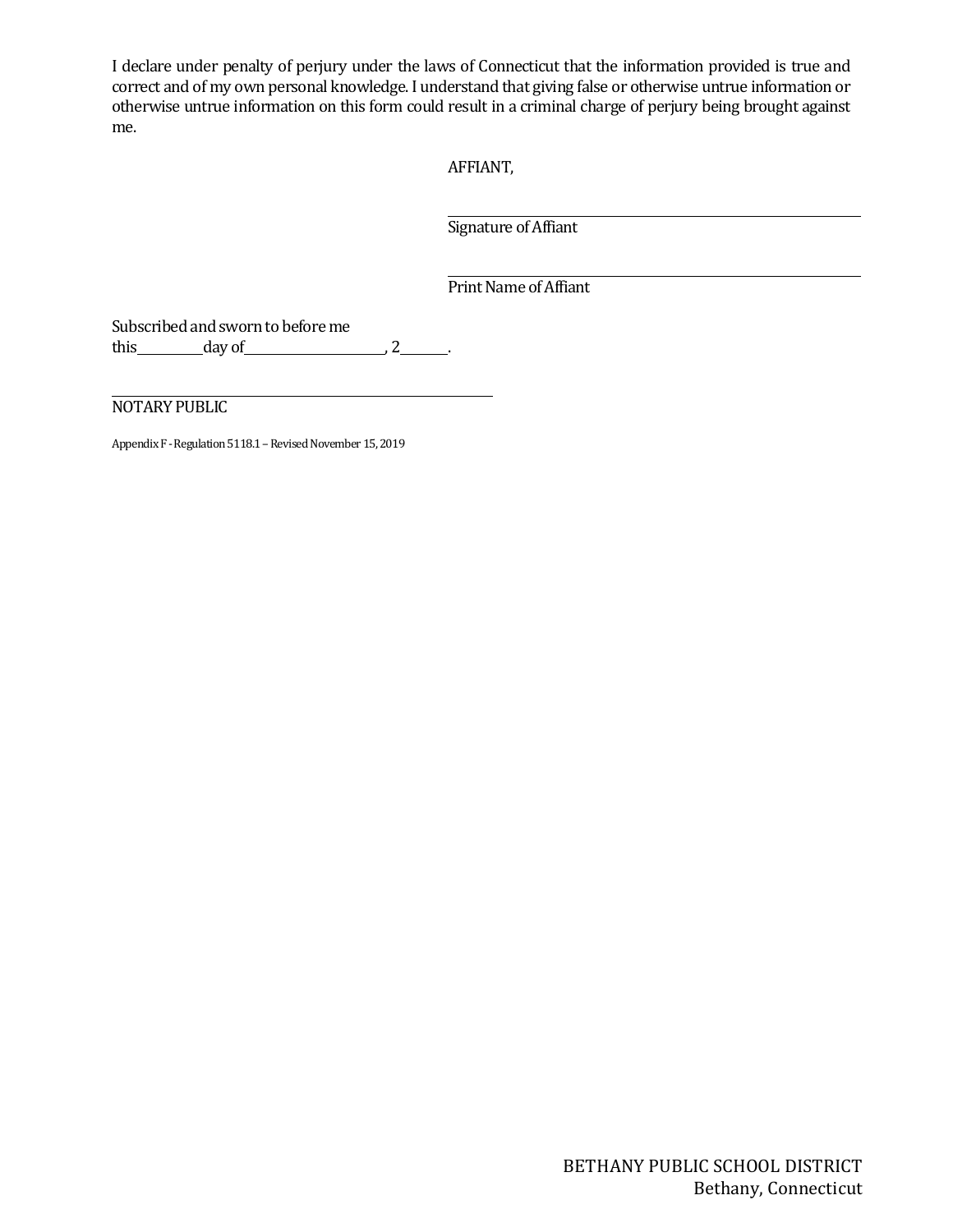I declare under penalty of perjury under the laws of Connecticut that the information provided is true and correct and of my own personal knowledge. I understand that giving false or otherwise untrue information or otherwise untrue information on this form could result in a criminal charge of perjury being brought against me.

AFFIANT,

\_\_\_\_\_\_\_\_\_\_\_\_\_\_\_\_\_\_\_\_\_\_\_\_\_\_\_\_\_\_\_\_\_\_\_\_\_\_\_\_
Signature of Affiant

\_\_\_\_\_\_\_\_\_\_\_\_\_\_\_\_\_\_\_\_\_\_\_\_\_\_\_\_\_\_\_\_\_\_\_\_\_\_\_\_
Print Name of Affiant

Subscribed and sworn to before me
this\_\_\_\_\_\_\_\_\_\_day of\_\_\_\_\_\_\_\_\_\_\_\_\_\_\_\_\_\_\_\_\_\_, 2\_\_\_\_\_\_\_.

\_\_\_\_\_\_\_\_\_\_\_\_\_\_\_\_\_\_\_\_\_\_\_\_\_\_\_\_\_\_\_\_\_\_\_\_\_\_\_\_
NOTARY PUBLIC

Appendix F - Regulation 5118.1 – Revised November 15, 2019

BETHANY PUBLIC SCHOOL DISTRICT
Bethany, Connecticut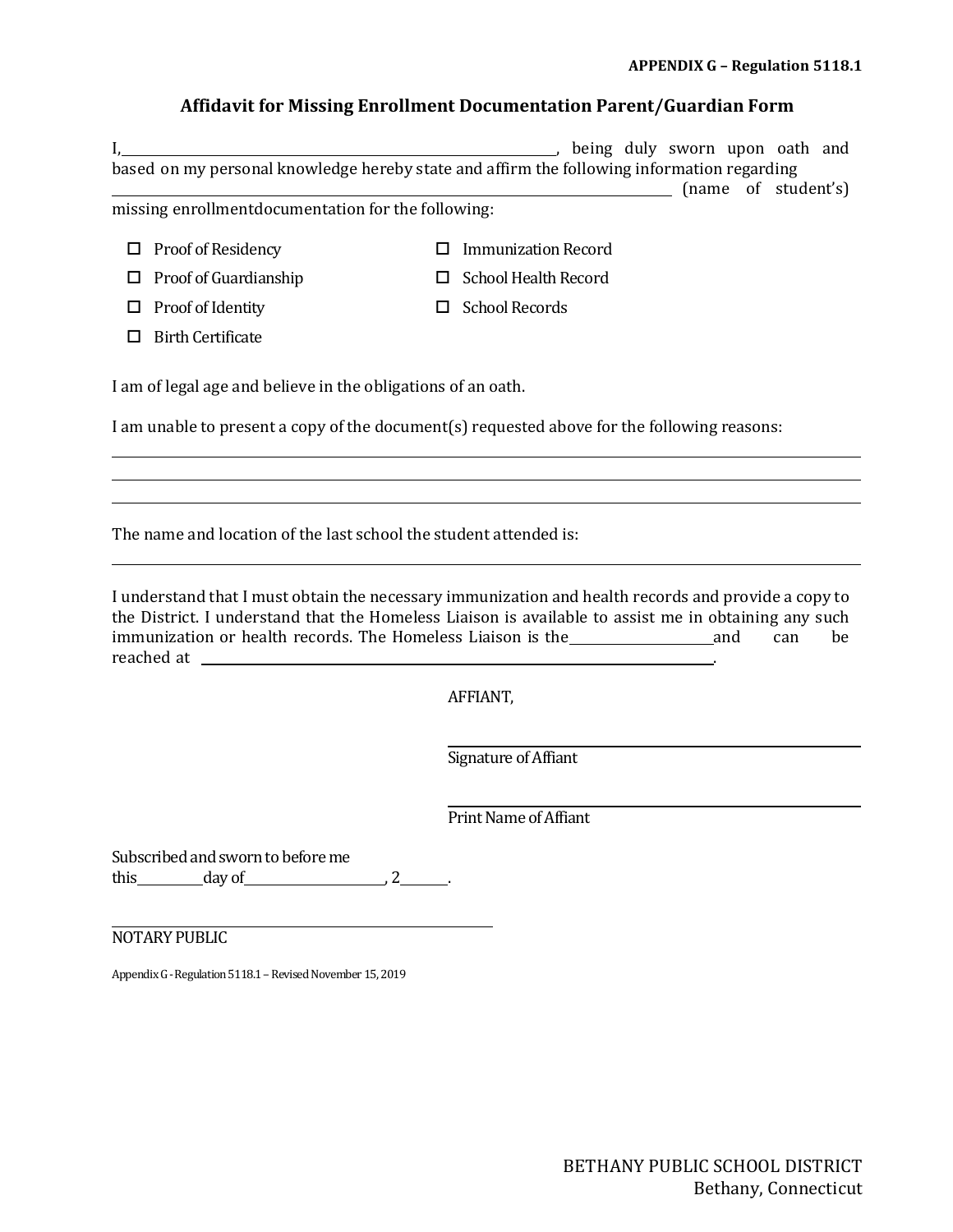**APPENDIX G – Regulation 5118.1**

## Affidavit for Missing Enrollment Documentation Parent/Guardian Form

I,\_\_\_\_\_\_\_\_\_\_\_\_\_\_\_\_\_\_\_\_\_\_\_\_\_\_\_\_\_\_\_\_\_\_\_\_\_\_\_\_\_\_\_\_\_\_\_\_\_\_\_\_\_\_\_\_, being duly sworn upon oath and based on my personal knowledge hereby state and affirm the following information regarding \_\_\_\_\_\_\_\_\_\_\_\_\_\_\_\_\_\_\_\_\_\_\_\_\_\_\_\_\_\_\_\_\_\_\_\_\_\_\_\_\_\_\_\_\_\_\_\_\_\_\_\_\_\_\_\_\_\_\_\_\_\_\_\_\_\_\_\_ (name of student's) missing enrollmentdocumentation for the following:

- ☐ Proof of Residency
- ☐ Proof of Guardianship
- ☐ Proof of Identity
- ☐ Birth Certificate
- ☐ Immunization Record
- ☐ School Health Record
- ☐ School Records

I am of legal age and believe in the obligations of an oath.

I am unable to present a copy of the document(s) requested above for the following reasons:

\_\_\_\_\_\_\_\_\_\_\_\_\_\_\_\_\_\_\_\_\_\_\_\_\_\_\_\_\_\_\_\_\_\_\_\_\_\_\_\_\_\_\_\_\_\_\_\_\_\_\_\_\_\_\_\_\_\_\_\_\_\_\_\_\_\_\_\_\_\_\_\_\_\_\_\_\_\_

\_\_\_\_\_\_\_\_\_\_\_\_\_\_\_\_\_\_\_\_\_\_\_\_\_\_\_\_\_\_\_\_\_\_\_\_\_\_\_\_\_\_\_\_\_\_\_\_\_\_\_\_\_\_\_\_\_\_\_\_\_\_\_\_\_\_\_\_\_\_\_\_\_\_\_\_\_\_

\_\_\_\_\_\_\_\_\_\_\_\_\_\_\_\_\_\_\_\_\_\_\_\_\_\_\_\_\_\_\_\_\_\_\_\_\_\_\_\_\_\_\_\_\_\_\_\_\_\_\_\_\_\_\_\_\_\_\_\_\_\_\_\_\_\_\_\_\_\_\_\_\_\_\_\_\_\_

The name and location of the last school the student attended is:

\_\_\_\_\_\_\_\_\_\_\_\_\_\_\_\_\_\_\_\_\_\_\_\_\_\_\_\_\_\_\_\_\_\_\_\_\_\_\_\_\_\_\_\_\_\_\_\_\_\_\_\_\_\_\_\_\_\_\_\_\_\_\_\_\_\_\_\_\_\_\_\_\_\_\_\_\_\_

I understand that I must obtain the necessary immunization and health records and provide a copy to the District. I understand that the Homeless Liaison is available to assist me in obtaining any such immunization or health records. The Homeless Liaison is the\_\_\_\_\_\_\_\_\_\_\_\_\_\_\_\_\_\_\_\_and can be reached at \_\_\_\_\_\_\_\_\_\_\_\_\_\_\_\_\_\_\_\_\_\_\_\_\_\_\_\_\_\_\_\_\_\_\_\_\_\_\_\_\_\_\_\_\_\_\_\_\_\_\_\_\_\_\_\_\_\_\_\_\_\_.

AFFIANT,

\_\_\_\_\_\_\_\_\_\_\_\_\_\_\_\_\_\_\_\_\_\_\_\_\_\_\_\_\_\_\_\_\_\_\_\_\_\_\_\_\_\_\_\_\_\_\_\_\_\_

Signature of Affiant

\_\_\_\_\_\_\_\_\_\_\_\_\_\_\_\_\_\_\_\_\_\_\_\_\_\_\_\_\_\_\_\_\_\_\_\_\_\_\_\_\_\_\_\_\_\_\_\_\_\_

Print Name of Affiant

Subscribed and sworn to before me
this\_\_\_\_\_\_\_\_\_day of\_\_\_\_\_\_\_\_\_\_\_\_\_\_\_\_\_\_\_\_, 2\_\_\_\_\_\_.

\_\_\_\_\_\_\_\_\_\_\_\_\_\_\_\_\_\_\_\_\_\_\_\_\_\_\_\_\_\_\_\_\_\_\_\_\_\_\_\_\_\_\_\_\_\_\_\_\_\_

NOTARY PUBLIC

Appendix G - Regulation 5118.1 – Revised November 15, 2019

BETHANY PUBLIC SCHOOL DISTRICT
Bethany, Connecticut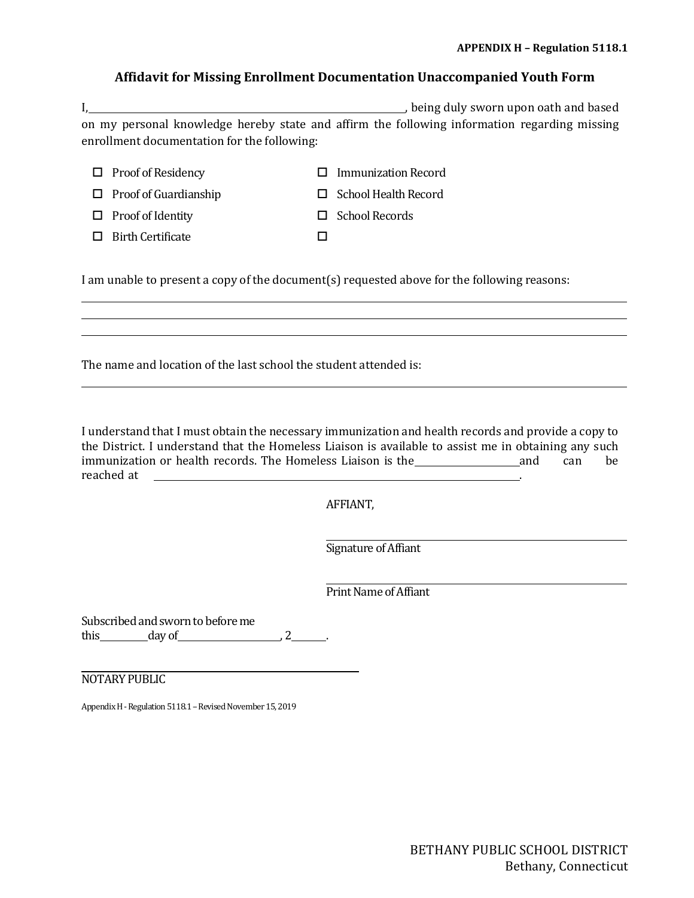**APPENDIX H – Regulation 5118.1**

## Affidavit for Missing Enrollment Documentation Unaccompanied Youth Form

I, \_\_\_\_\_\_\_\_\_\_\_\_\_\_\_\_\_\_\_\_\_\_\_\_\_\_\_\_\_\_\_\_\_\_\_\_\_\_\_\_\_\_\_\_, being duly sworn upon oath and based on my personal knowledge hereby state and affirm the following information regarding missing enrollment documentation for the following:

- ☐ Proof of Residency
- ☐ Proof of Guardianship
- ☐ Proof of Identity
- ☐ Birth Certificate
- ☐ Immunization Record
- ☐ School Health Record
- ☐ School Records
- ☐

I am unable to present a copy of the document(s) requested above for the following reasons:

\_\_\_\_\_\_\_\_\_\_\_\_\_\_\_\_\_\_\_\_\_\_\_\_\_\_\_\_\_\_\_\_\_\_\_\_\_\_\_\_\_\_\_\_\_\_\_\_\_\_\_\_\_\_\_\_\_\_\_\_\_\_\_\_

\_\_\_\_\_\_\_\_\_\_\_\_\_\_\_\_\_\_\_\_\_\_\_\_\_\_\_\_\_\_\_\_\_\_\_\_\_\_\_\_\_\_\_\_\_\_\_\_\_\_\_\_\_\_\_\_\_\_\_\_\_\_\_\_

\_\_\_\_\_\_\_\_\_\_\_\_\_\_\_\_\_\_\_\_\_\_\_\_\_\_\_\_\_\_\_\_\_\_\_\_\_\_\_\_\_\_\_\_\_\_\_\_\_\_\_\_\_\_\_\_\_\_\_\_\_\_\_\_

The name and location of the last school the student attended is:

\_\_\_\_\_\_\_\_\_\_\_\_\_\_\_\_\_\_\_\_\_\_\_\_\_\_\_\_\_\_\_\_\_\_\_\_\_\_\_\_\_\_\_\_\_\_\_\_\_\_\_\_\_\_\_\_\_\_\_\_\_\_\_\_

I understand that I must obtain the necessary immunization and health records and provide a copy to the District. I understand that the Homeless Liaison is available to assist me in obtaining any such immunization or health records. The Homeless Liaison is the \_\_\_\_\_\_\_\_\_\_\_\_\_\_\_\_ and can be reached at \_\_\_\_\_\_\_\_\_\_\_\_\_\_\_\_\_\_\_\_\_\_\_\_\_\_\_\_\_\_\_\_\_\_\_\_\_\_\_\_\_\_\_\_.

AFFIANT,

\_\_\_\_\_\_\_\_\_\_\_\_\_\_\_\_\_\_\_\_\_\_\_\_\_\_\_\_\_\_\_\_\_\_\_\_
Signature of Affiant

\_\_\_\_\_\_\_\_\_\_\_\_\_\_\_\_\_\_\_\_\_\_\_\_\_\_\_\_\_\_\_\_\_\_\_\_
Print Name of Affiant

Subscribed and sworn to before me
this \_\_\_\_\_\_\_ day of \_\_\_\_\_\_\_\_\_\_\_\_\_\_\_\_, 2\_\_\_\_\_.

\_\_\_\_\_\_\_\_\_\_\_\_\_\_\_\_\_\_\_\_\_\_\_\_\_\_\_\_\_\_\_\_\_\_\_\_
NOTARY PUBLIC

Appendix H - Regulation 5118.1 – Revised November 15, 2019

BETHANY PUBLIC SCHOOL DISTRICT
Bethany, Connecticut